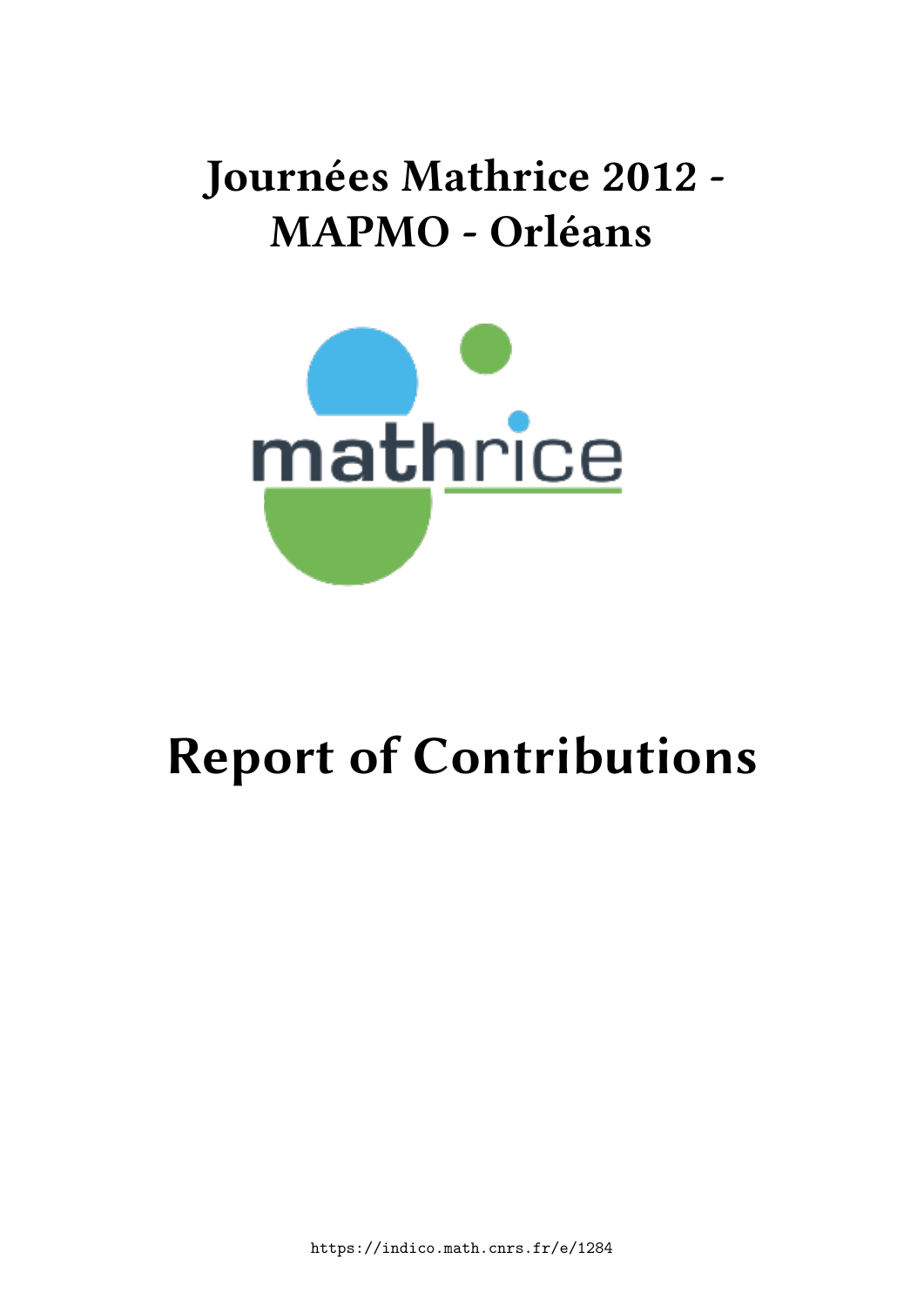# Journées Mathrice 2012 - MAPMO - Orléans

mathrice

# Report of Contributions

https://indico.math.cnrs.fr/e/1284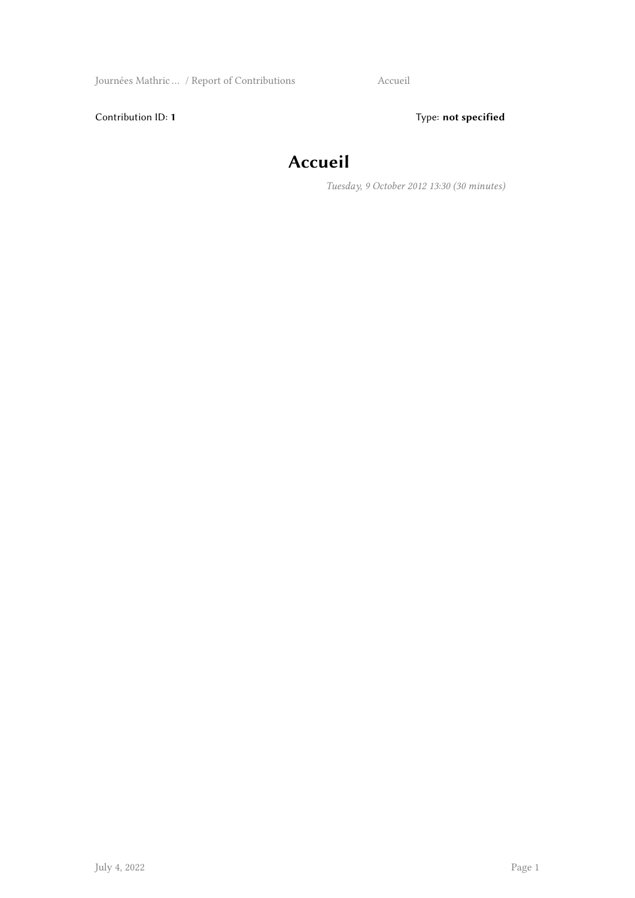Contribution ID: **1** Type: **not specified**

# Accueil

*Tuesday, 9 October 2012 13:30 (30 minutes)*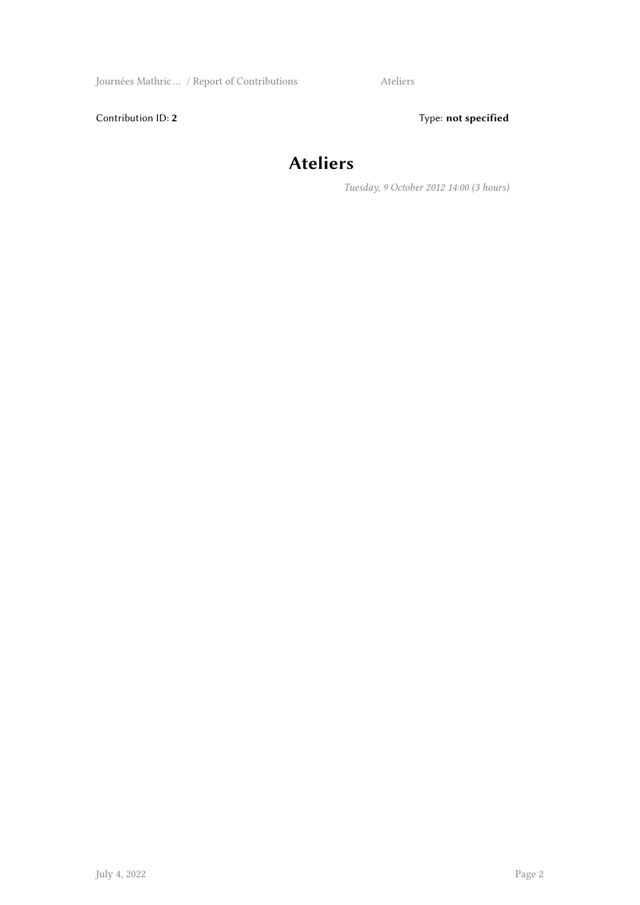Contribution ID: **2** Type: **not specified**

# Ateliers

*Tuesday, 9 October 2012 14:00 (3 hours)*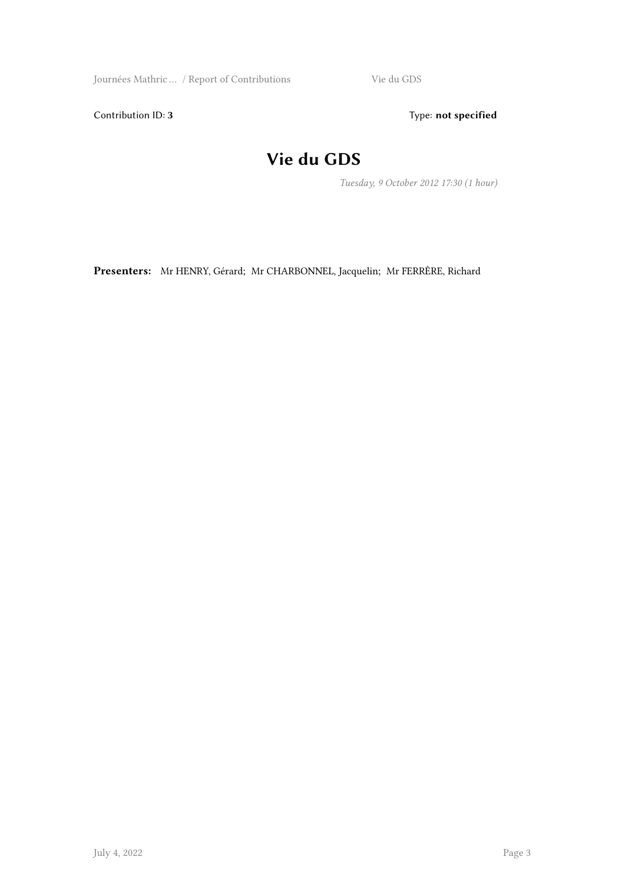Contribution ID: **3** Type: **not specified**

# Vie du GDS

*Tuesday, 9 October 2012 17:30 (1 hour)*

**Presenters:** Mr HENRY, Gérard; Mr CHARBONNEL, Jacquelin; Mr FERRÈRE, Richard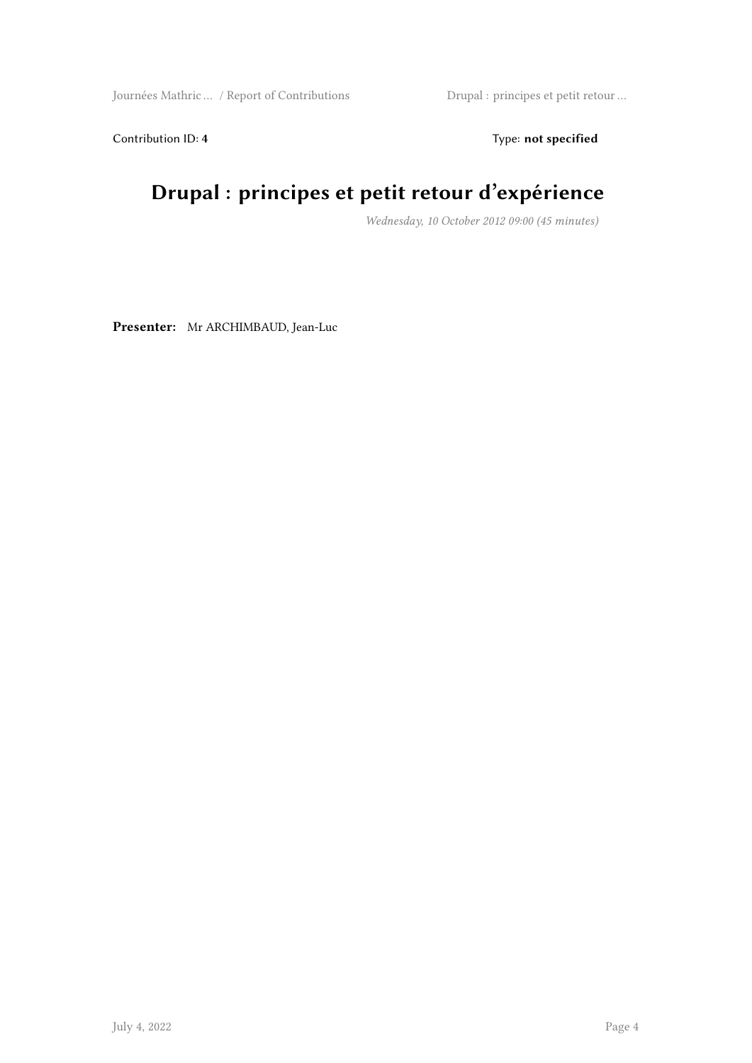Contribution ID: **4**

Type: **not specified**

# Drupal : principes et petit retour d'expérience

*Wednesday, 10 October 2012 09:00 (45 minutes)*

**Presenter:** Mr ARCHIMBAUD, Jean-Luc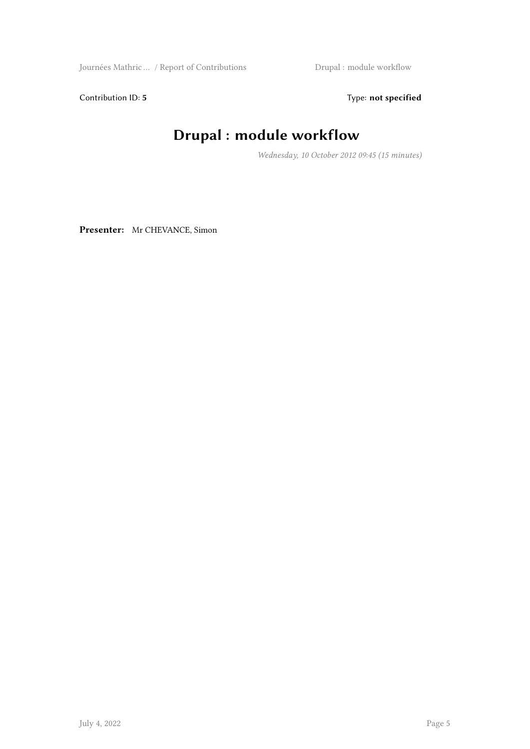Contribution ID: **5** Type: **not specified**

# Drupal : module workflow

*Wednesday, 10 October 2012 09:45 (15 minutes)*

**Presenter:** Mr CHEVANCE, Simon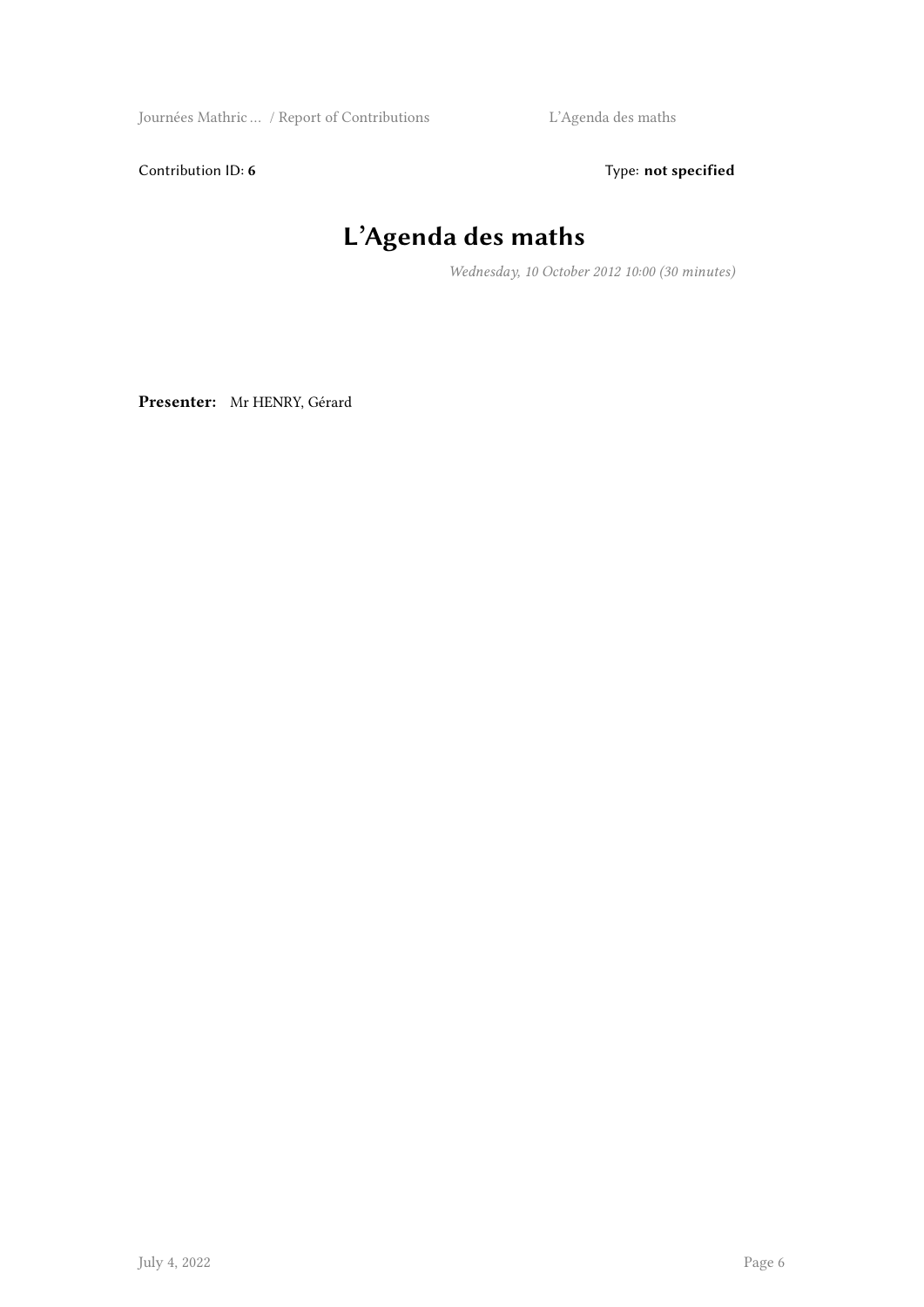Contribution ID: **6** Type: **not specified**

# L'Agenda des maths

*Wednesday, 10 October 2012 10:00 (30 minutes)*

**Presenter:** Mr HENRY, Gérard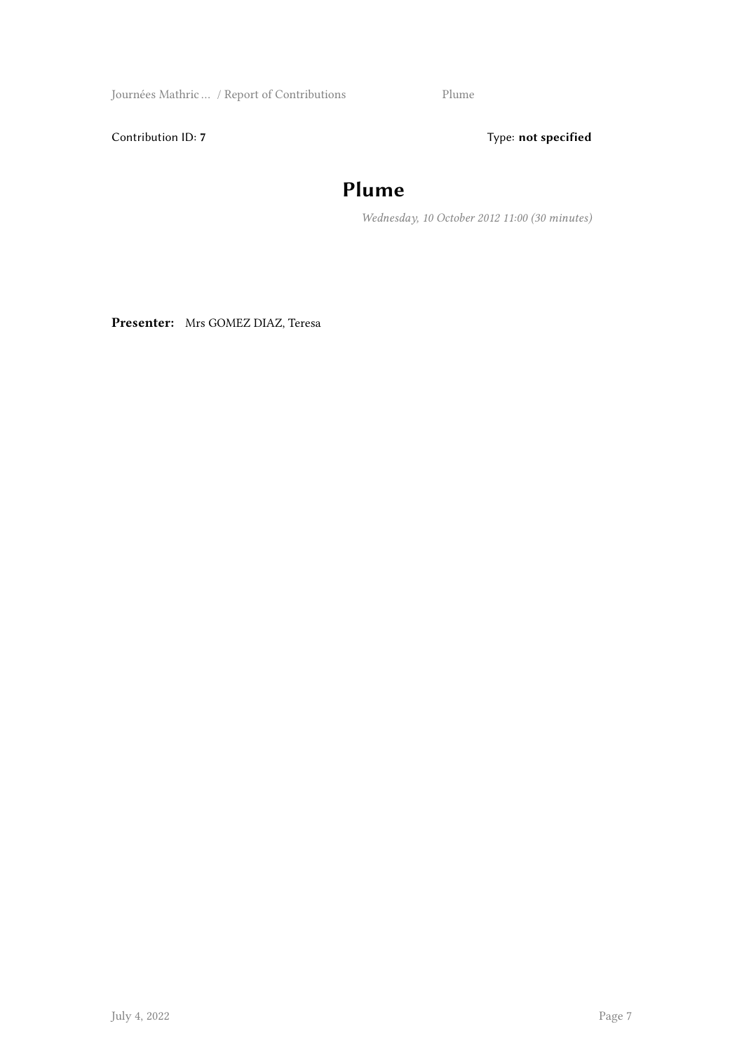Contribution ID: **7** Type: **not specified**

# Plume

*Wednesday, 10 October 2012 11:00 (30 minutes)*

**Presenter:** Mrs GOMEZ DIAZ, Teresa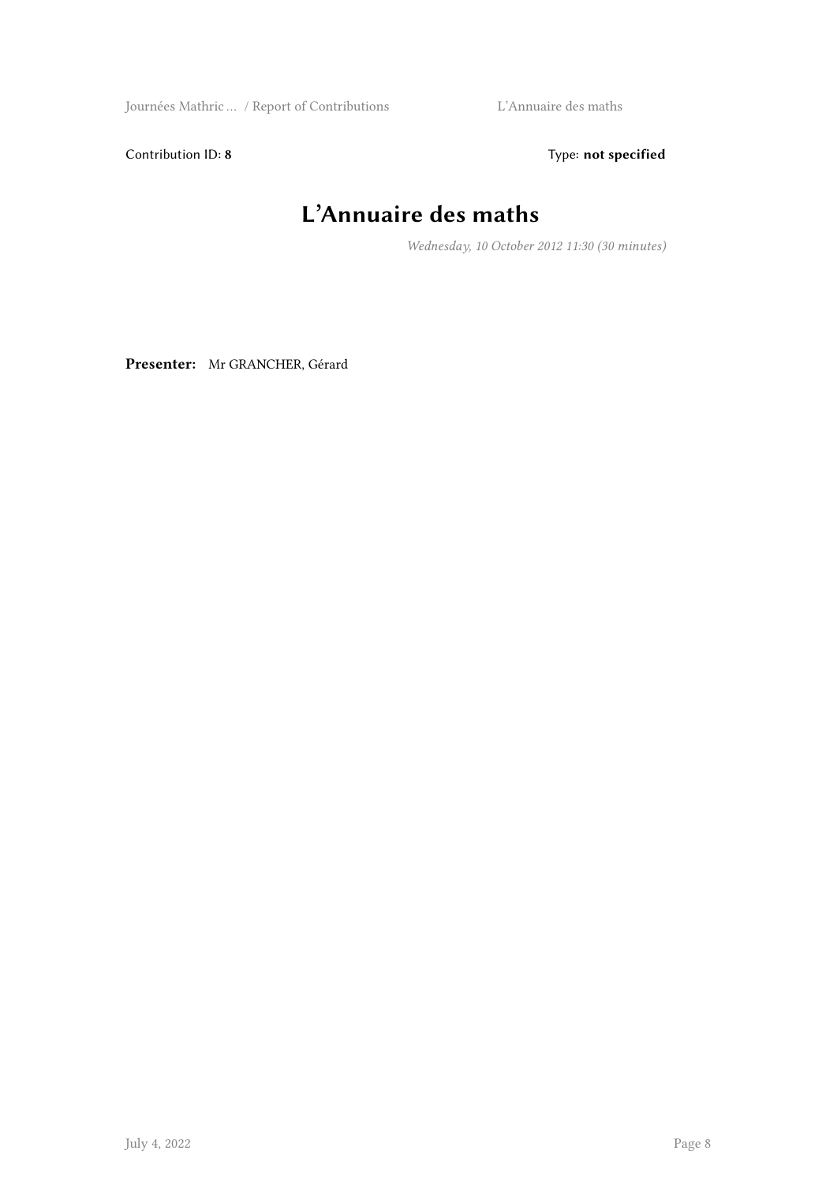Contribution ID: **8**

Type: **not specified**

# L'Annuaire des maths

*Wednesday, 10 October 2012 11:30 (30 minutes)*

**Presenter:** Mr GRANCHER, Gérard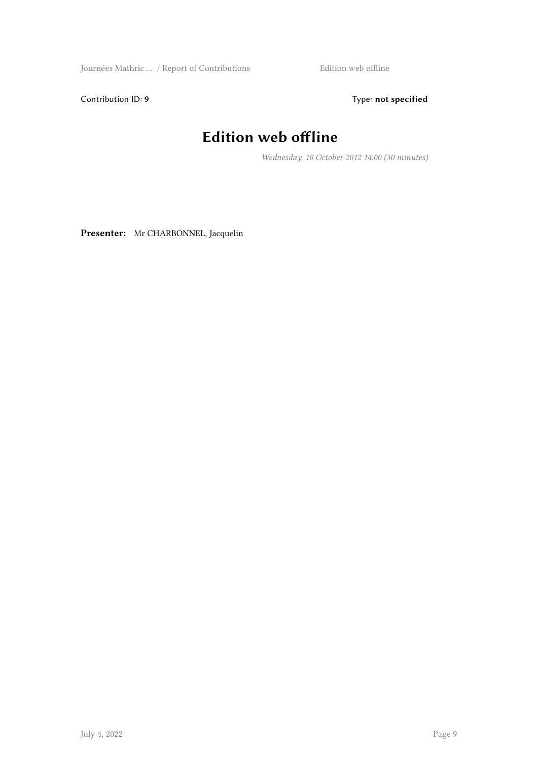Contribution ID: **9** Type: **not specified**

# Edition web offline

*Wednesday, 10 October 2012 14:00 (30 minutes)*

**Presenter:** Mr CHARBONNEL, Jacquelin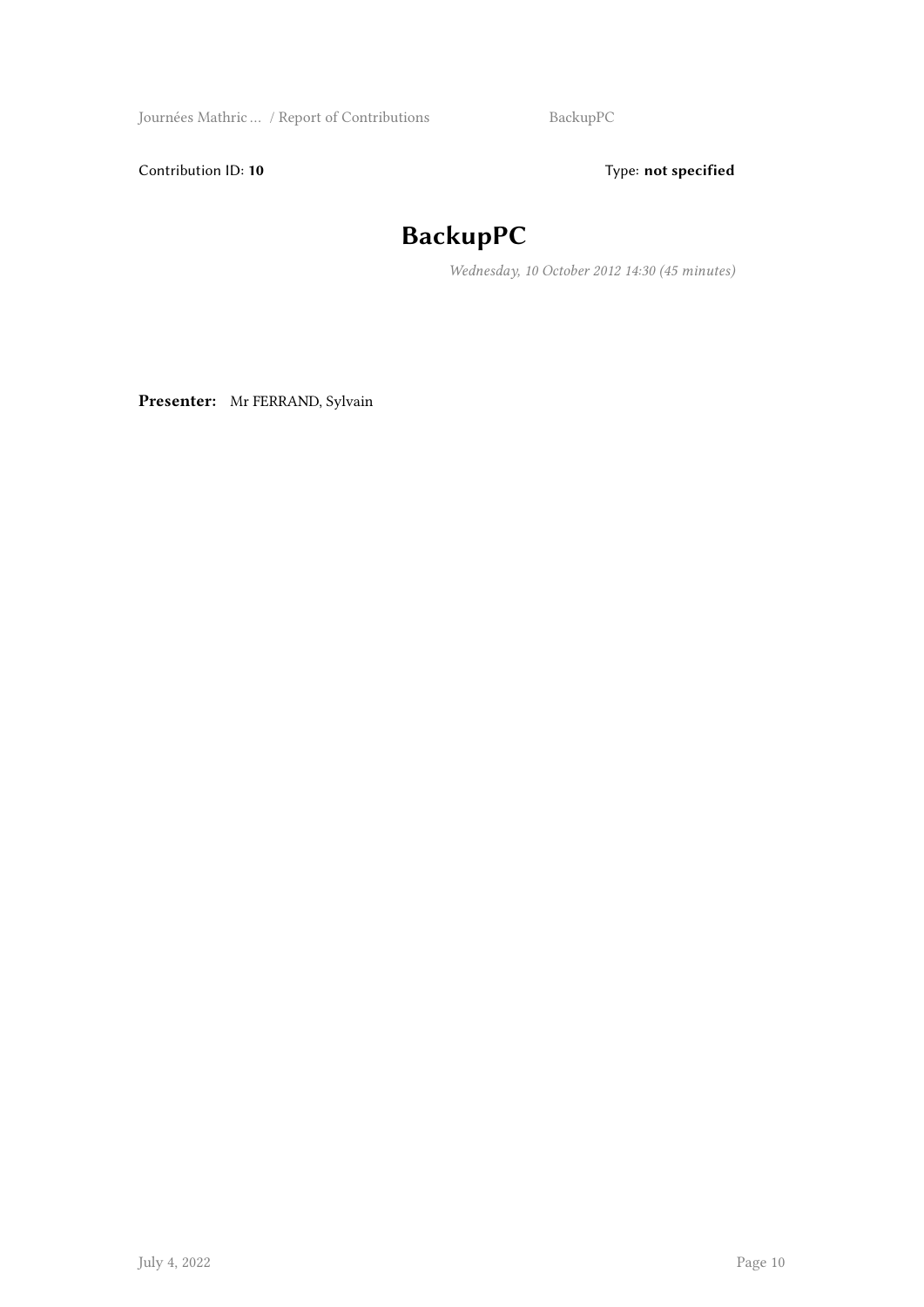Contribution ID: **10** Type: **not specified**

# BackupPC

*Wednesday, 10 October 2012 14:30 (45 minutes)*

**Presenter:** Mr FERRAND, Sylvain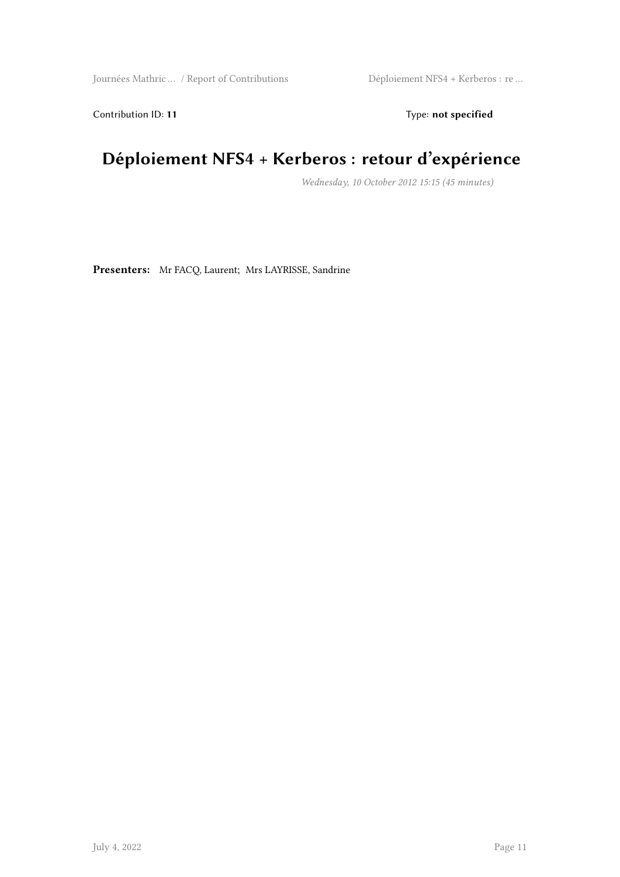Contribution ID: **11** Type: **not specified**

# Déploiement NFS4 + Kerberos : retour d'expérience

*Wednesday, 10 October 2012 15:15 (45 minutes)*

**Presenters:** Mr FACQ, Laurent; Mrs LAYRISSE, Sandrine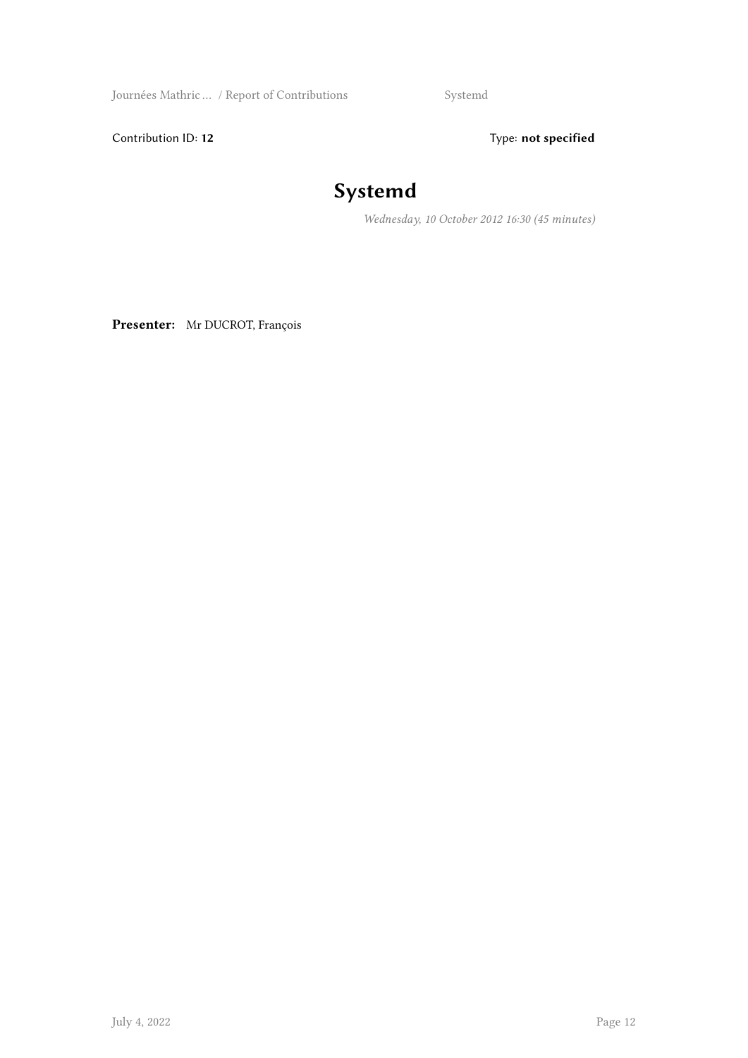Contribution ID: **12** Type: **not specified**

# Systemd

*Wednesday, 10 October 2012 16:30 (45 minutes)*

**Presenter:** Mr DUCROT, François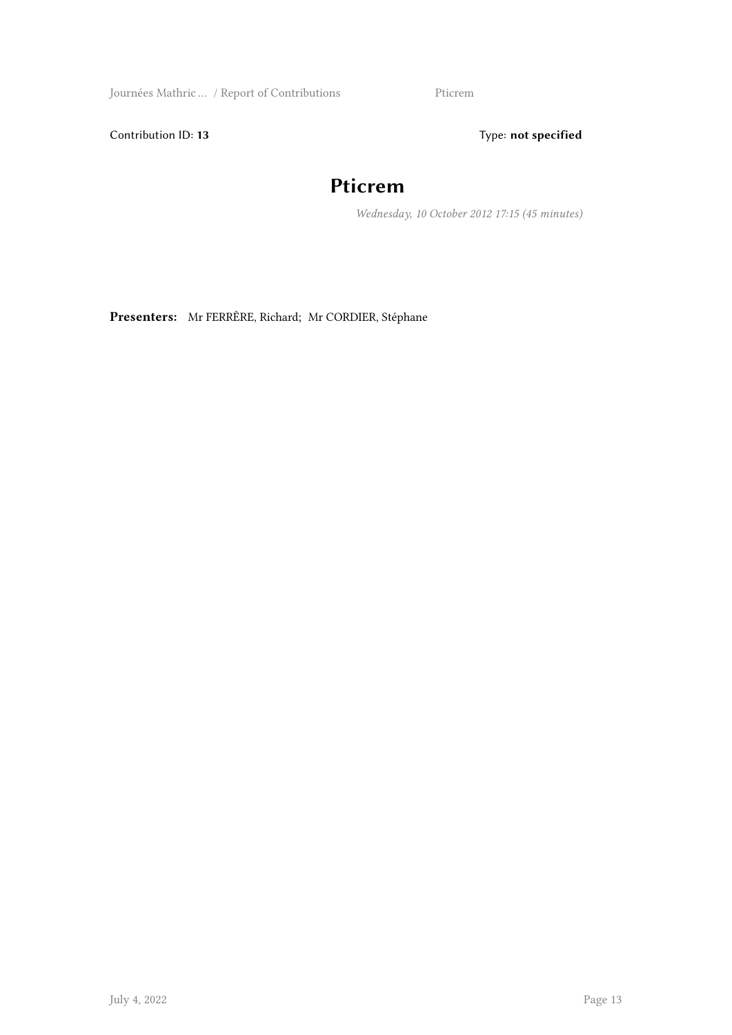Contribution ID: **13** Type: **not specified**

# Pticrem

*Wednesday, 10 October 2012 17:15 (45 minutes)*

**Presenters:** Mr FERRÈRE, Richard; Mr CORDIER, Stéphane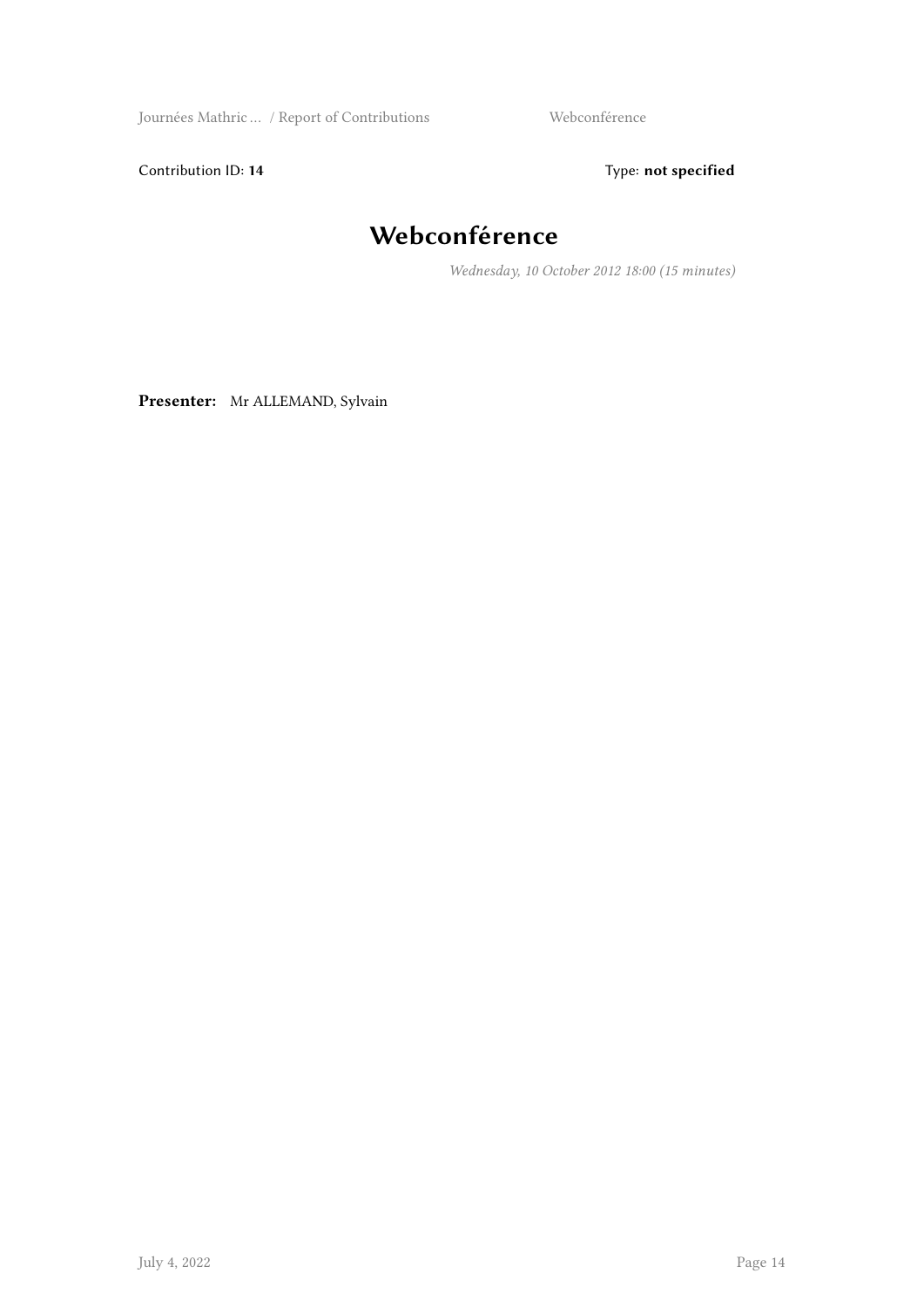Contribution ID: **14** Type: **not specified**

# Webconférence

*Wednesday, 10 October 2012 18:00 (15 minutes)*

**Presenter:** Mr ALLEMAND, Sylvain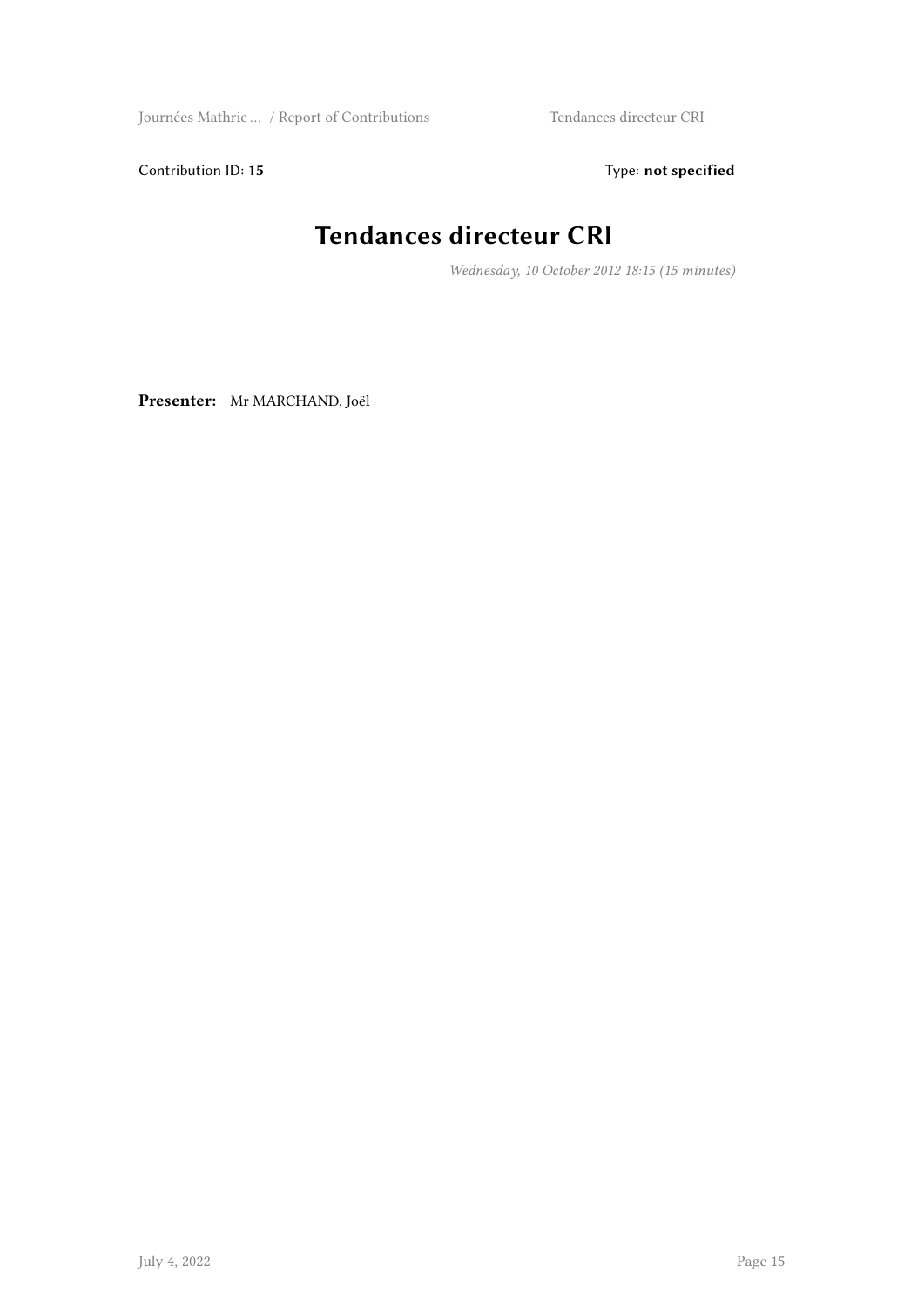Contribution ID: **15** Type: **not specified**

# Tendances directeur CRI

*Wednesday, 10 October 2012 18:15 (15 minutes)*

**Presenter:** Mr MARCHAND, Joël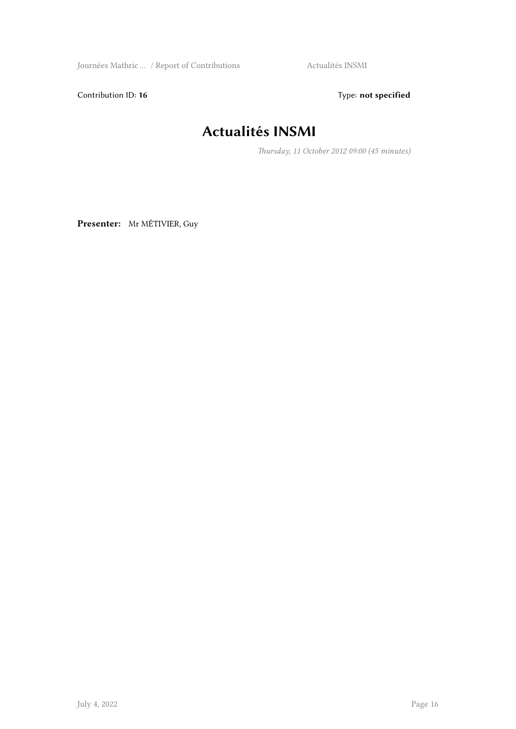Contribution ID: **16** Type: **not specified**

# Actualités INSMI

*Thursday, 11 October 2012 09:00 (45 minutes)*

**Presenter:** Mr MÉTIVIER, Guy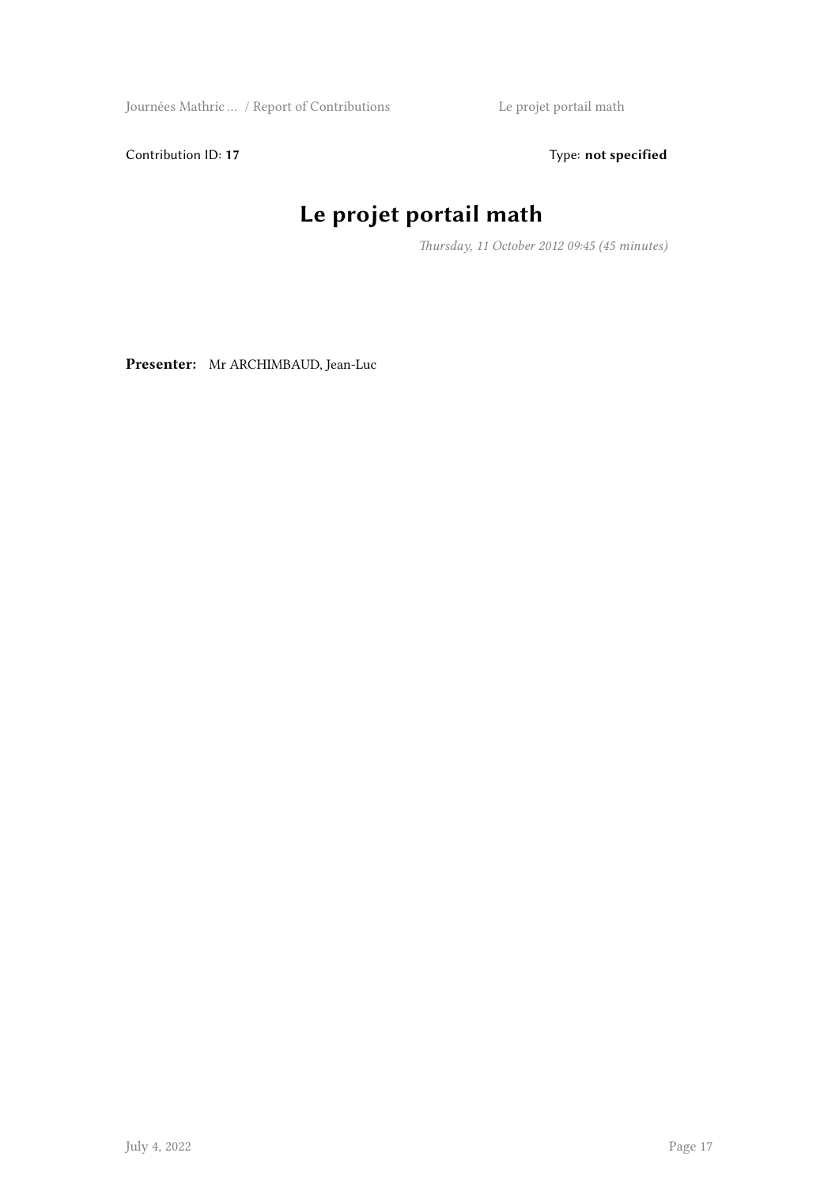Contribution ID: **17** Type: **not specified**

# Le projet portail math

*Thursday, 11 October 2012 09:45 (45 minutes)*

**Presenter:** Mr ARCHIMBAUD, Jean-Luc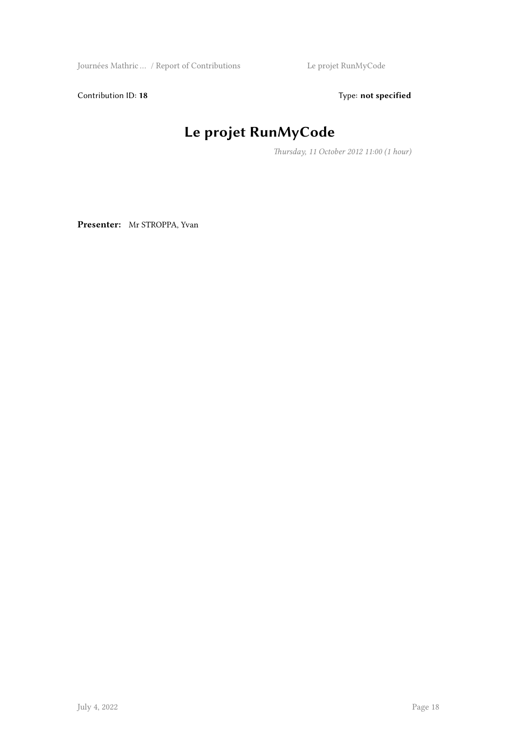Contribution ID: **18** Type: **not specified**

# Le projet RunMyCode

*Thursday, 11 October 2012 11:00 (1 hour)*

**Presenter:** Mr STROPPA, Yvan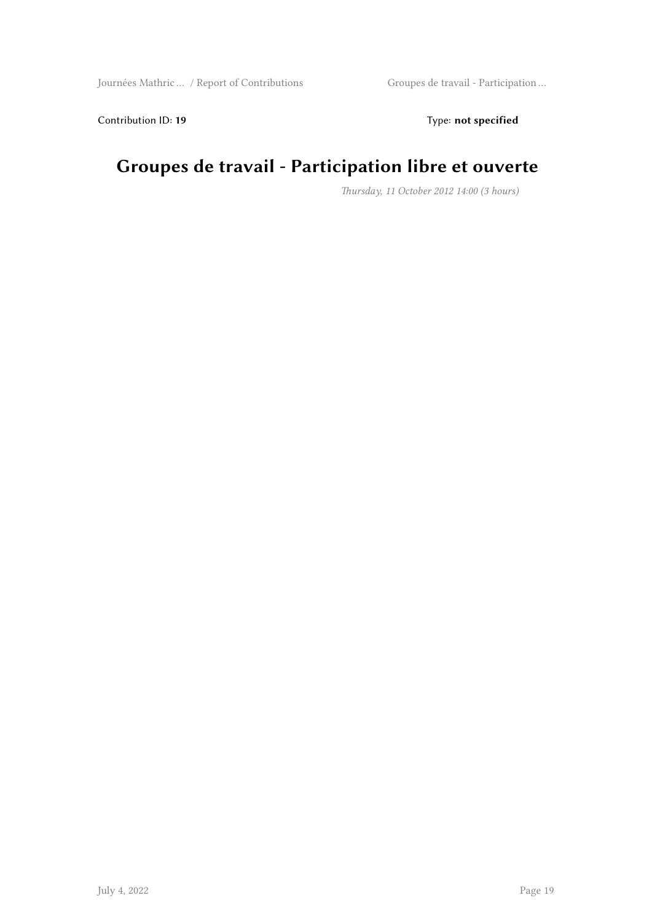Contribution ID: **19** Type: **not specified**

# Groupes de travail - Participation libre et ouverte

*Thursday, 11 October 2012 14:00 (3 hours)*